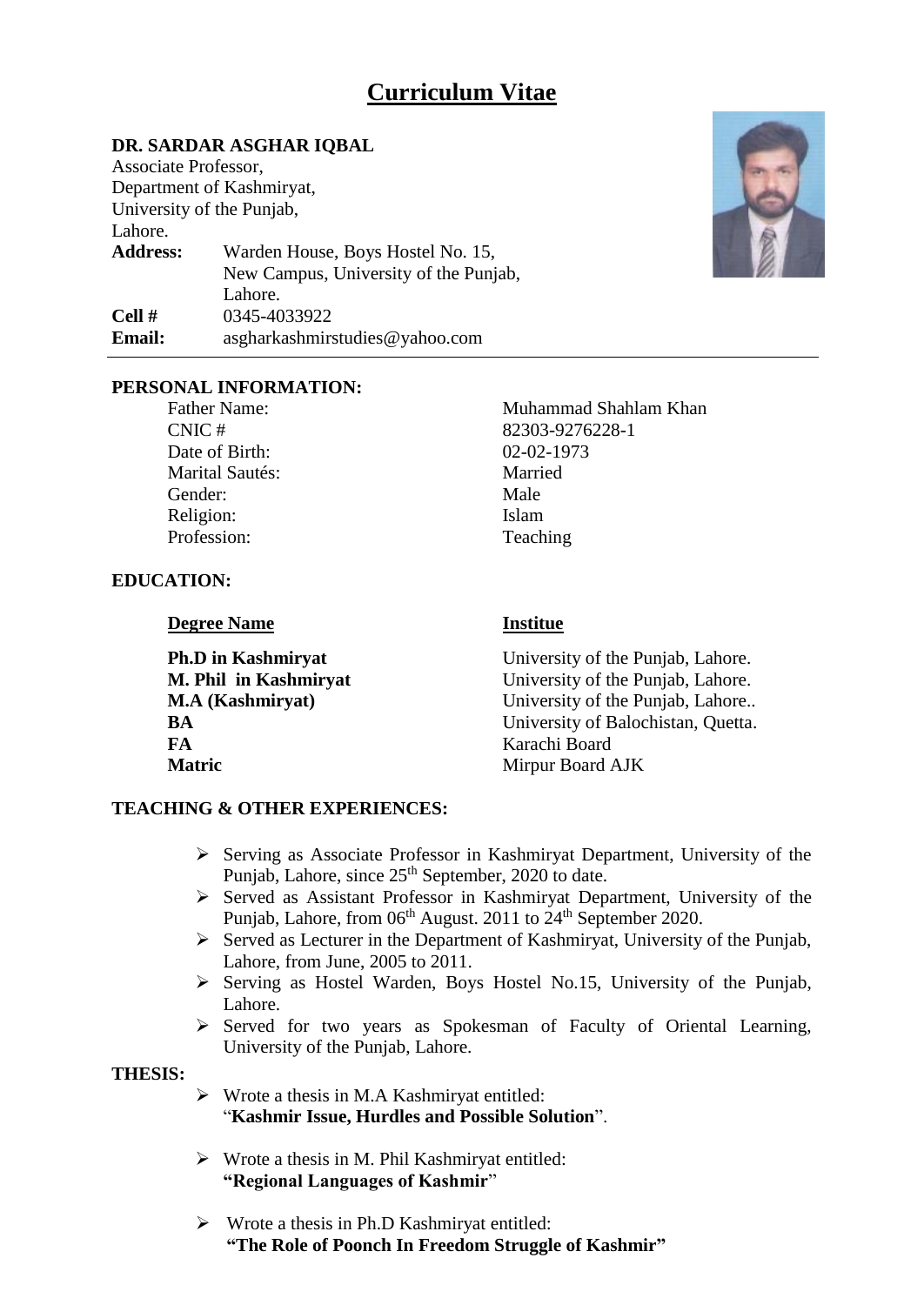# Curriculum Vitae

**DR. SARDAR ASGHAR IQBAL**

Associate Professor,
Department of Kashmiryat,
University of the Punjab,
Lahore.

**Address:** Warden House, Boys Hostel No. 15,
New Campus, University of the Punjab,
Lahore.

**Cell #** 0345-4033922

**Email:** asgharkashmirstudies@yahoo.com

---

## PERSONAL INFORMATION:

| | |
|---|---|
| Father Name: | Muhammad Shahlam Khan |
| CNIC # | 82303-9276228-1 |
| Date of Birth: | 02-02-1973 |
| Marital Sautés: | Married |
| Gender: | Male |
| Religion: | Islam |
| Profession: | Teaching |

## EDUCATION:

| Degree Name | Institue |
|---|---|
| **Ph.D in Kashmiryat** | University of the Punjab, Lahore. |
| **M. Phil in Kashmiryat** | University of the Punjab, Lahore. |
| **M.A (Kashmiryat)** | University of the Punjab, Lahore.. |
| **BA** | University of Balochistan, Quetta. |
| **FA** | Karachi Board |
| **Matric** | Mirpur Board AJK |

## TEACHING & OTHER EXPERIENCES:

- Serving as Associate Professor in Kashmiryat Department, University of the Punjab, Lahore, since 25th September, 2020 to date.
- Served as Assistant Professor in Kashmiryat Department, University of the Punjab, Lahore, from 06th August. 2011 to 24th September 2020.
- Served as Lecturer in the Department of Kashmiryat, University of the Punjab, Lahore, from June, 2005 to 2011.
- Serving as Hostel Warden, Boys Hostel No.15, University of the Punjab, Lahore.
- Served for two years as Spokesman of Faculty of Oriental Learning, University of the Punjab, Lahore.

## THESIS:

- Wrote a thesis in M.A Kashmiryat entitled:
  "**Kashmir Issue, Hurdles and Possible Solution**".
- Wrote a thesis in M. Phil Kashmiryat entitled:
  **"Regional Languages of Kashmir"**
- Wrote a thesis in Ph.D Kashmiryat entitled:
  **"The Role of Poonch In Freedom Struggle of Kashmir"**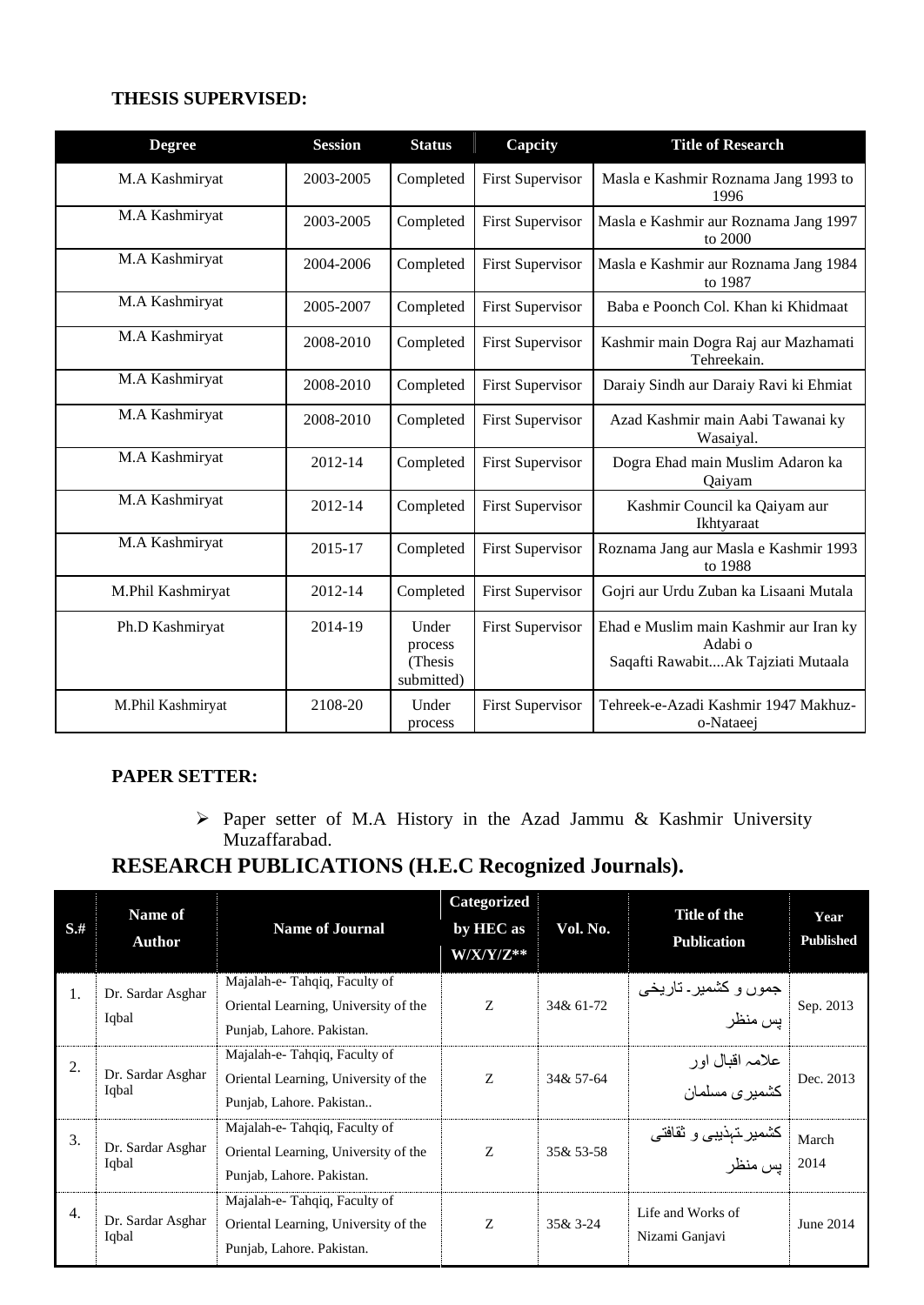**THESIS SUPERVISED:**

| Degree | Session | Status | Capcity | Title of Research |
|---|---|---|---|---|
| M.A Kashmiryat | 2003-2005 | Completed | First Supervisor | Masla e Kashmir Roznama Jang 1993 to 1996 |
| M.A Kashmiryat | 2003-2005 | Completed | First Supervisor | Masla e Kashmir aur Roznama Jang 1997 to 2000 |
| M.A Kashmiryat | 2004-2006 | Completed | First Supervisor | Masla e Kashmir aur Roznama Jang 1984 to 1987 |
| M.A Kashmiryat | 2005-2007 | Completed | First Supervisor | Baba e Poonch Col. Khan ki Khidmaat |
| M.A Kashmiryat | 2008-2010 | Completed | First Supervisor | Kashmir main Dogra Raj aur Mazhamati Tehreekain. |
| M.A Kashmiryat | 2008-2010 | Completed | First Supervisor | Daraiy Sindh aur Daraiy Ravi ki Ehmiat |
| M.A Kashmiryat | 2008-2010 | Completed | First Supervisor | Azad Kashmir main Aabi Tawanai ky Wasaiyal. |
| M.A Kashmiryat | 2012-14 | Completed | First Supervisor | Dogra Ehad main Muslim Adaron ka Qaiyam |
| M.A Kashmiryat | 2012-14 | Completed | First Supervisor | Kashmir Council ka Qaiyam aur Ikhtyaraat |
| M.A Kashmiryat | 2015-17 | Completed | First Supervisor | Roznama Jang aur Masla e Kashmir 1993 to 1988 |
| M.Phil Kashmiryat | 2012-14 | Completed | First Supervisor | Gojri aur Urdu Zuban ka Lisaani Mutala |
| Ph.D Kashmiryat | 2014-19 | Under process (Thesis submitted) | First Supervisor | Ehad e Muslim main Kashmir aur Iran ky Adabi o Saqafti Rawabit....Ak Tajziati Mutaala |
| M.Phil Kashmiryat | 2108-20 | Under process | First Supervisor | Tehreek-e-Azadi Kashmir 1947 Makhuz-o-Nataeej |

**PAPER SETTER:**

- Paper setter of M.A History in the Azad Jammu & Kashmir University Muzaffarabad.

## RESEARCH PUBLICATIONS (H.E.C Recognized Journals).

| S.# | Name of Author | Name of Journal | Categorized by HEC as W/X/Y/Z** | Vol. No. | Title of the Publication | Year Published |
|---|---|---|---|---|---|---|
| 1. | Dr. Sardar Asghar Iqbal | Majalah-e- Tahqiq, Faculty of Oriental Learning, University of the Punjab, Lahore. Pakistan. | Z | 34& 61-72 | جموں و کشمیر۔ تاریخی پس منظر | Sep. 2013 |
| 2. | Dr. Sardar Asghar Iqbal | Majalah-e- Tahqiq, Faculty of Oriental Learning, University of the Punjab, Lahore. Pakistan.. | Z | 34& 57-64 | علامہ اقبال اور کشمیری مسلمان | Dec. 2013 |
| 3. | Dr. Sardar Asghar Iqbal | Majalah-e- Tahqiq, Faculty of Oriental Learning, University of the Punjab, Lahore. Pakistan. | Z | 35& 53-58 | کشمیر۔تہذیبی و ثقافتی پس منظر | March 2014 |
| 4. | Dr. Sardar Asghar Iqbal | Majalah-e- Tahqiq, Faculty of Oriental Learning, University of the Punjab, Lahore. Pakistan. | Z | 35& 3-24 | Life and Works of Nizami Ganjavi | June 2014 |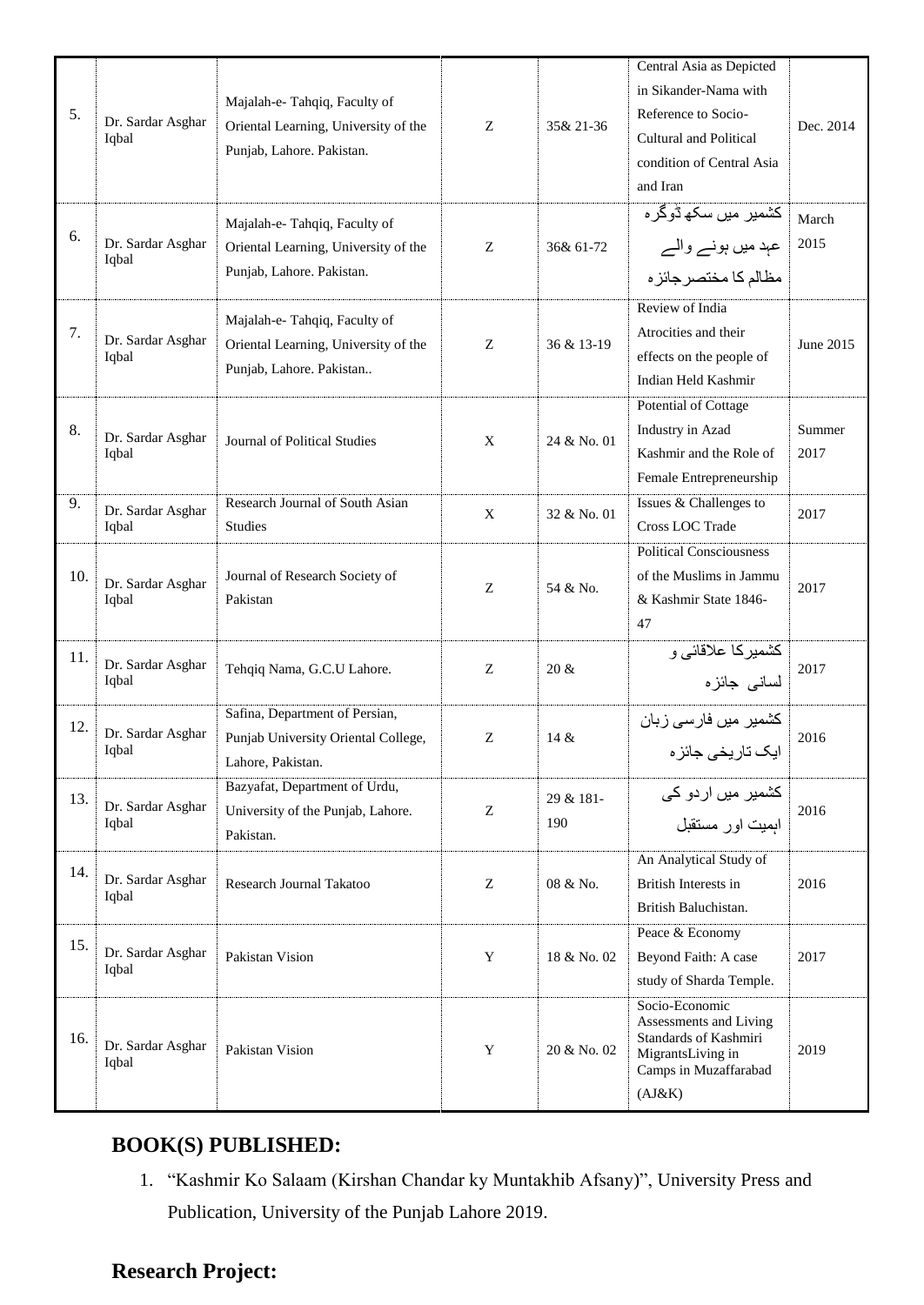| 5. | Dr. Sardar Asghar Iqbal | Majalah-e- Tahqiq, Faculty of Oriental Learning, University of the Punjab, Lahore. Pakistan. | Z | 35& 21-36 | Central Asia as Depicted in Sikander-Nama with Reference to Socio-Cultural and Political condition of Central Asia and Iran | Dec. 2014 |
|---|---|---|---|---|---|---|
| 6. | Dr. Sardar Asghar Iqbal | Majalah-e- Tahqiq, Faculty of Oriental Learning, University of the Punjab, Lahore. Pakistan. | Z | 36& 61-72 | کشمیر میں سکھ ڈوگرہ عہد میں ہونے والے مظالم کا مختصر جائزہ | March 2015 |
| 7. | Dr. Sardar Asghar Iqbal | Majalah-e- Tahqiq, Faculty of Oriental Learning, University of the Punjab, Lahore. Pakistan.. | Z | 36 & 13-19 | Review of India Atrocities and their effects on the people of Indian Held Kashmir | June 2015 |
| 8. | Dr. Sardar Asghar Iqbal | Journal of Political Studies | X | 24 & No. 01 | Potential of Cottage Industry in Azad Kashmir and the Role of Female Entrepreneurship | Summer 2017 |
| 9. | Dr. Sardar Asghar Iqbal | Research Journal of South Asian Studies | X | 32 & No. 01 | Issues & Challenges to Cross LOC Trade | 2017 |
| 10. | Dr. Sardar Asghar Iqbal | Journal of Research Society of Pakistan | Z | 54 & No. | Political Consciousness of the Muslims in Jammu & Kashmir State 1846-47 | 2017 |
| 11. | Dr. Sardar Asghar Iqbal | Tehqiq Nama, G.C.U Lahore. | Z | 20 & | کشمیر کا علاقائی و لسانی جائزہ | 2017 |
| 12. | Dr. Sardar Asghar Iqbal | Safina, Department of Persian, Punjab University Oriental College, Lahore, Pakistan. | Z | 14 & | کشمیر میں فارسی زبان ایک تاریخی جائزہ | 2016 |
| 13. | Dr. Sardar Asghar Iqbal | Bazyafat, Department of Urdu, University of the Punjab, Lahore. Pakistan. | Z | 29 & 181-190 | کشمیر میں اردو کی اہمیت اور مستقبل | 2016 |
| 14. | Dr. Sardar Asghar Iqbal | Research Journal Takatoo | Z | 08 & No. | An Analytical Study of British Interests in British Baluchistan. | 2016 |
| 15. | Dr. Sardar Asghar Iqbal | Pakistan Vision | Y | 18 & No. 02 | Peace & Economy Beyond Faith: A case study of Sharda Temple. | 2017 |
| 16. | Dr. Sardar Asghar Iqbal | Pakistan Vision | Y | 20 & No. 02 | Socio-Economic Assessments and Living Standards of Kashmiri MigrantsLiving in Camps in Muzaffarabad (AJ&K) | 2019 |

## BOOK(S) PUBLISHED:

1. "Kashmir Ko Salaam (Kirshan Chandar ky Muntakhib Afsany)", University Press and Publication, University of the Punjab Lahore 2019.

## Research Project: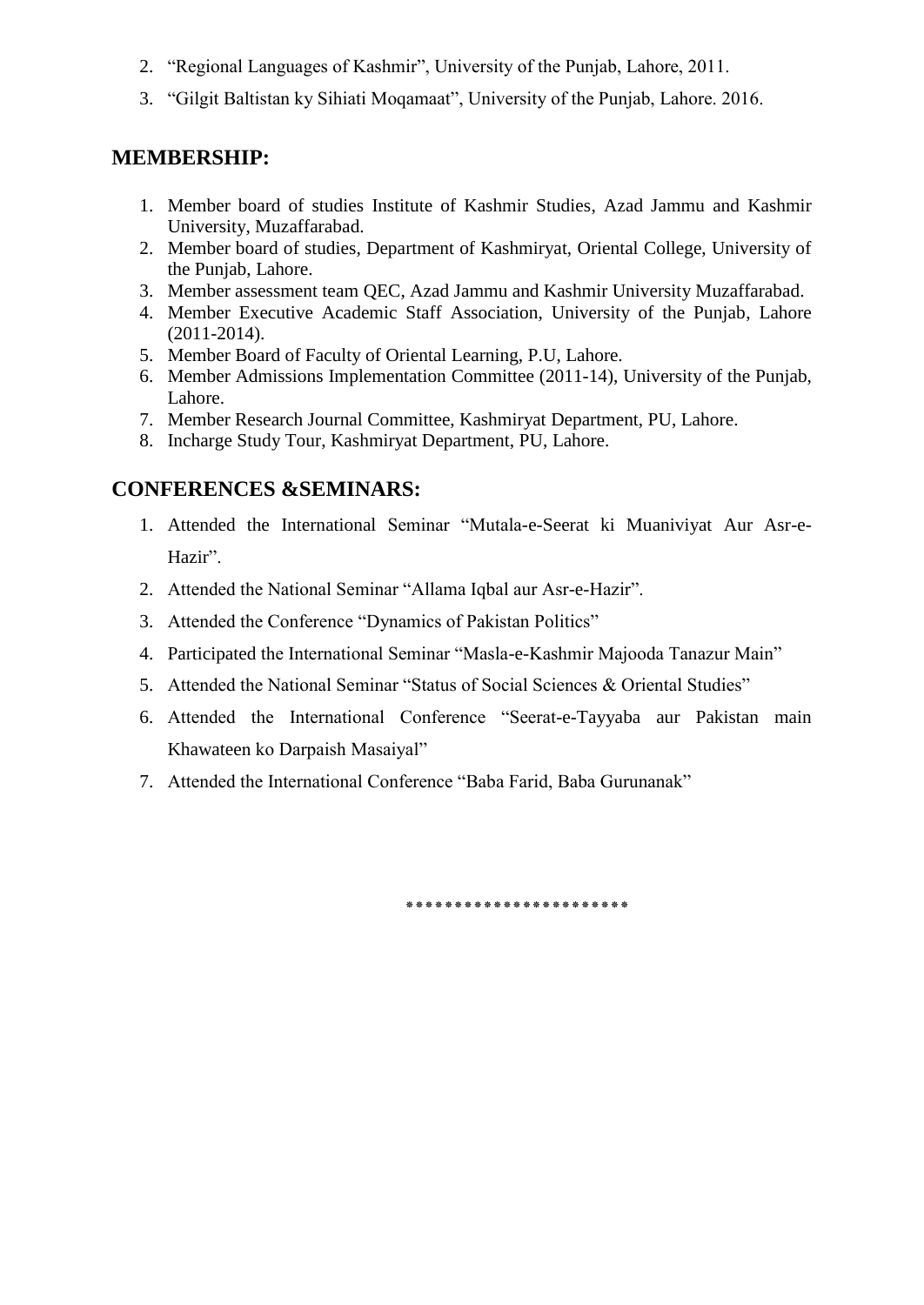2. “Regional Languages of Kashmir”, University of the Punjab, Lahore, 2011.
3. “Gilgit Baltistan ky Sihiati Moqamaat”, University of the Punjab, Lahore. 2016.

## MEMBERSHIP:

1. Member board of studies Institute of Kashmir Studies, Azad Jammu and Kashmir University, Muzaffarabad.
2. Member board of studies, Department of Kashmiryat, Oriental College, University of the Punjab, Lahore.
3. Member assessment team QEC, Azad Jammu and Kashmir University Muzaffarabad.
4. Member Executive Academic Staff Association, University of the Punjab, Lahore (2011-2014).
5. Member Board of Faculty of Oriental Learning, P.U, Lahore.
6. Member Admissions Implementation Committee (2011-14), University of the Punjab, Lahore.
7. Member Research Journal Committee, Kashmiryat Department, PU, Lahore.
8. Incharge Study Tour, Kashmiryat Department, PU, Lahore.

## CONFERENCES &SEMINARS:

1. Attended the International Seminar “Mutala-e-Seerat ki Muaniviyat Aur Asr-e-Hazir”.
2. Attended the National Seminar “Allama Iqbal aur Asr-e-Hazir”.
3. Attended the Conference “Dynamics of Pakistan Politics”
4. Participated the International Seminar “Masla-e-Kashmir Majooda Tanazur Main”
5. Attended the National Seminar “Status of Social Sciences & Oriental Studies”
6. Attended the International Conference “Seerat-e-Tayyaba aur Pakistan main Khawateen ko Darpaish Masaiyal”
7. Attended the International Conference “Baba Farid, Baba Gurunanak”

***********************